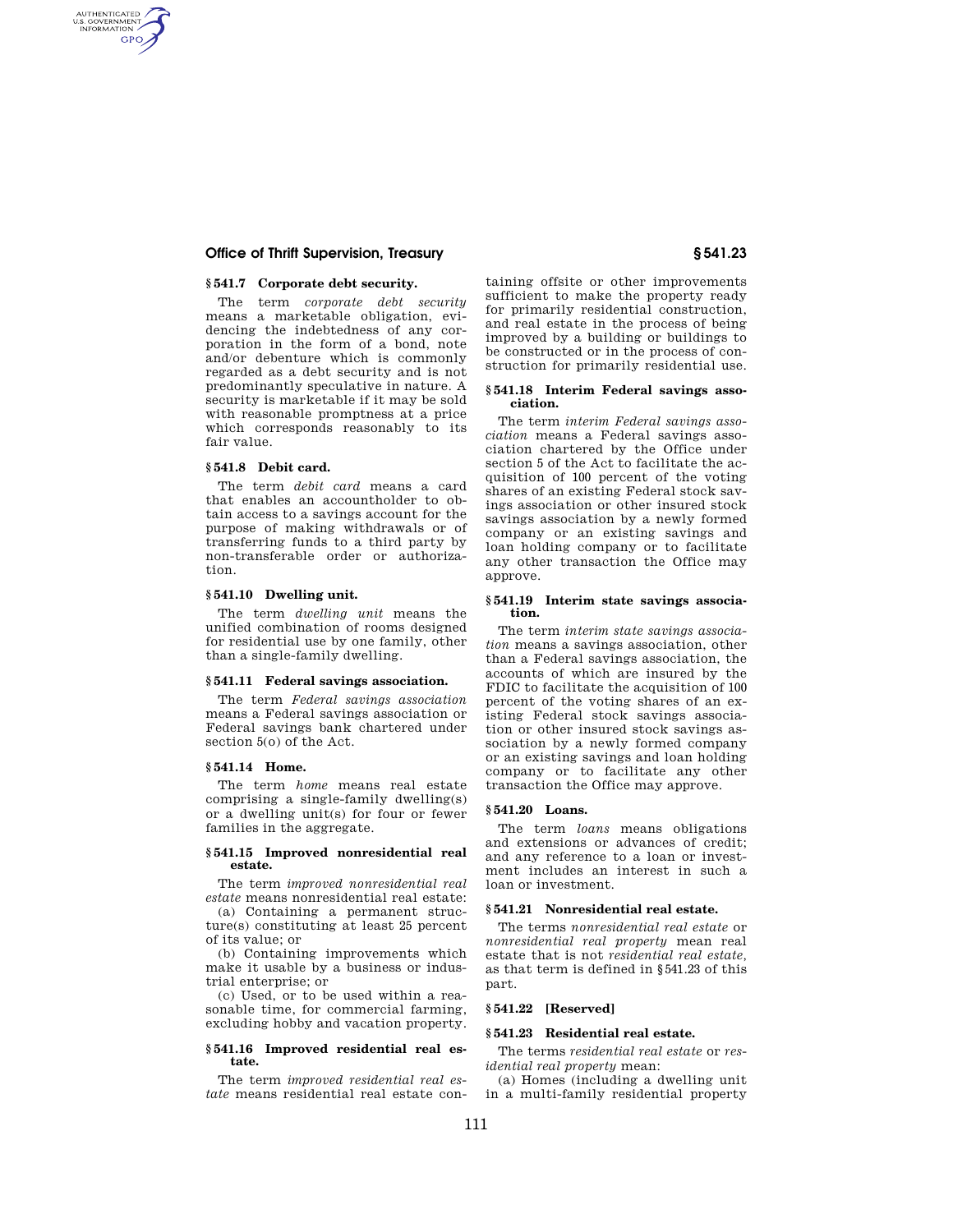### § 541.7 Corporate debt security.

The term *corporate debt security* means a marketable obligation, evidencing the indebtedness of any corporation in the form of a bond, note and/or debenture which is commonly regarded as a debt security and is not predominantly speculative in nature. A security is marketable if it may be sold with reasonable promptness at a price which corresponds reasonably to its fair value.

### § 541.8 Debit card.

The term *debit card* means a card that enables an accountholder to obtain access to a savings account for the purpose of making withdrawals or of transferring funds to a third party by non-transferable order or authorization.

### § 541.10 Dwelling unit.

The term *dwelling unit* means the unified combination of rooms designed for residential use by one family, other than a single-family dwelling.

### § 541.11 Federal savings association.

The term *Federal savings association* means a Federal savings association or Federal savings bank chartered under section 5(o) of the Act.

### § 541.14 Home.

The term *home* means real estate comprising a single-family dwelling(s) or a dwelling unit(s) for four or fewer families in the aggregate.

### § 541.15 Improved nonresidential real estate.

The term *improved nonresidential real estate* means nonresidential real estate:

(a) Containing a permanent structure(s) constituting at least 25 percent of its value; or

(b) Containing improvements which make it usable by a business or industrial enterprise; or

(c) Used, or to be used within a reasonable time, for commercial farming, excluding hobby and vacation property.

### § 541.16 Improved residential real estate.

The term *improved residential real estate* means residential real estate containing offsite or other improvements sufficient to make the property ready for primarily residential construction, and real estate in the process of being improved by a building or buildings to be constructed or in the process of construction for primarily residential use.

### § 541.18 Interim Federal savings association.

The term *interim Federal savings association* means a Federal savings association chartered by the Office under section 5 of the Act to facilitate the acquisition of 100 percent of the voting shares of an existing Federal stock savings association or other insured stock savings association by a newly formed company or an existing savings and loan holding company or to facilitate any other transaction the Office may approve.

### § 541.19 Interim state savings association.

The term *interim state savings association* means a savings association, other than a Federal savings association, the accounts of which are insured by the FDIC to facilitate the acquisition of 100 percent of the voting shares of an existing Federal stock savings association or other insured stock savings association by a newly formed company or an existing savings and loan holding company or to facilitate any other transaction the Office may approve.

### § 541.20 Loans.

The term *loans* means obligations and extensions or advances of credit; and any reference to a loan or investment includes an interest in such a loan or investment.

### § 541.21 Nonresidential real estate.

The terms *nonresidential real estate* or *nonresidential real property* mean real estate that is not *residential real estate*, as that term is defined in § 541.23 of this part.

### § 541.22 [Reserved]

### § 541.23 Residential real estate.

The terms *residential real estate* or *residential real property* mean:

(a) Homes (including a dwelling unit in a multi-family residential property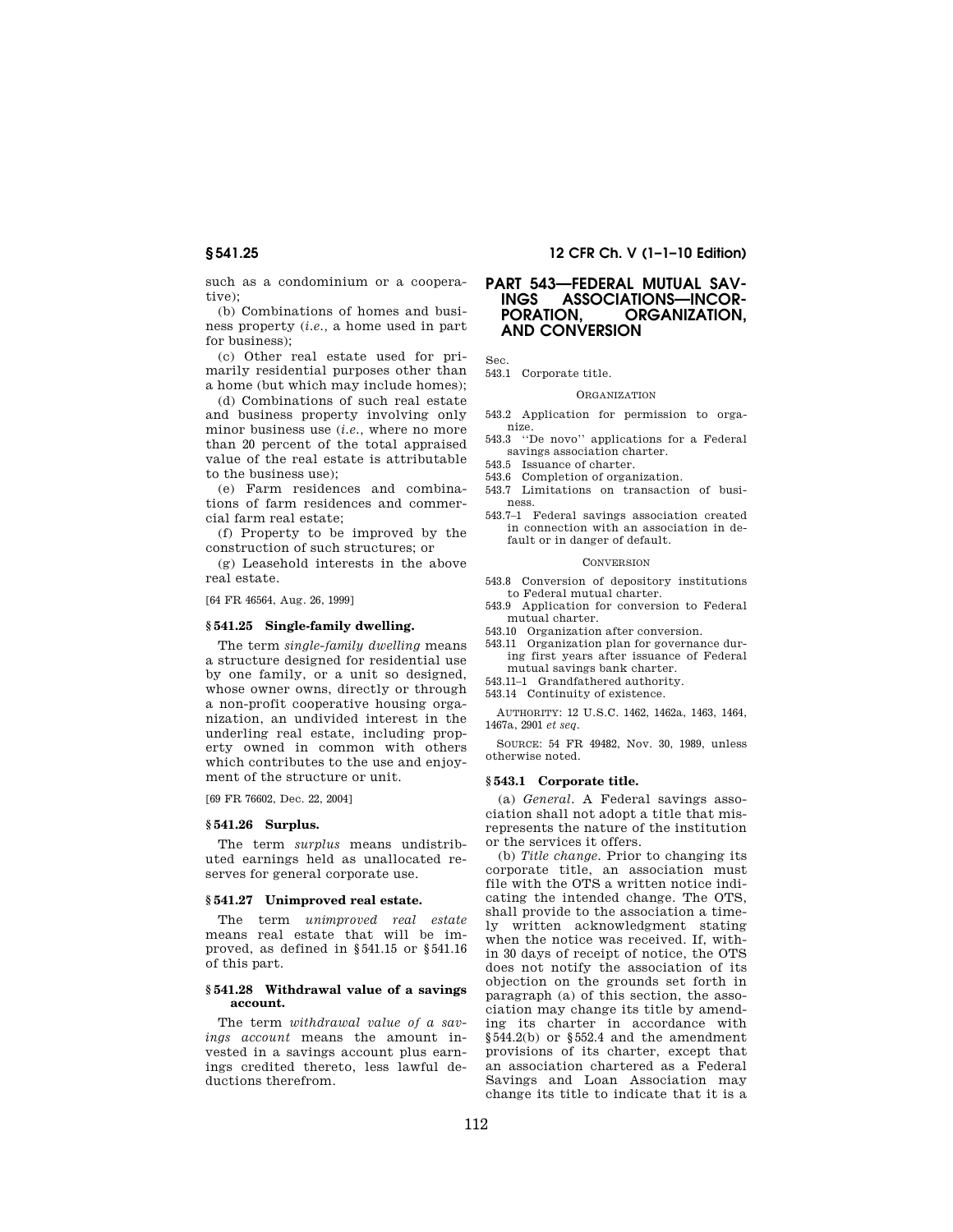such as a condominium or a cooperative);

(b) Combinations of homes and business property (*i.e.,* a home used in part for business);

(c) Other real estate used for primarily residential purposes other than a home (but which may include homes);

(d) Combinations of such real estate and business property involving only minor business use (*i.e.,* where no more than 20 percent of the total appraised value of the real estate is attributable to the business use);

(e) Farm residences and combinations of farm residences and commercial farm real estate;

(f) Property to be improved by the construction of such structures; or

(g) Leasehold interests in the above real estate.

[64 FR 46564, Aug. 26, 1999]

### § 541.25 Single-family dwelling.

The term *single-family dwelling* means a structure designed for residential use by one family, or a unit so designed, whose owner owns, directly or through a non-profit cooperative housing organization, an undivided interest in the underling real estate, including property owned in common with others which contributes to the use and enjoyment of the structure or unit.

[69 FR 76602, Dec. 22, 2004]

### § 541.26 Surplus.

The term *surplus* means undistributed earnings held as unallocated reserves for general corporate use.

### § 541.27 Unimproved real estate.

The term *unimproved real estate* means real estate that will be improved, as defined in § 541.15 or § 541.16 of this part.

### § 541.28 Withdrawal value of a savings account.

The term *withdrawal value of a savings account* means the amount invested in a savings account plus earnings credited thereto, less lawful deductions therefrom.

## PART 543—FEDERAL MUTUAL SAVINGS ASSOCIATIONS—INCORPORATION, ORGANIZATION, AND CONVERSION

Sec.
543.1 Corporate title.

ORGANIZATION

543.2 Application for permission to organize.
543.3 ''De novo'' applications for a Federal savings association charter.
543.5 Issuance of charter.
543.6 Completion of organization.
543.7 Limitations on transaction of business.
543.7–1 Federal savings association created in connection with an association in default or in danger of default.

CONVERSION

543.8 Conversion of depository institutions to Federal mutual charter.
543.9 Application for conversion to Federal mutual charter.
543.10 Organization after conversion.
543.11 Organization plan for governance during first years after issuance of Federal mutual savings bank charter.
543.11–1 Grandfathered authority.
543.14 Continuity of existence.

AUTHORITY: 12 U.S.C. 1462, 1462a, 1463, 1464, 1467a, 2901 *et seq.*

SOURCE: 54 FR 49482, Nov. 30, 1989, unless otherwise noted.

### § 543.1 Corporate title.

(a) *General.* A Federal savings association shall not adopt a title that misrepresents the nature of the institution or the services it offers.

(b) *Title change.* Prior to changing its corporate title, an association must file with the OTS a written notice indicating the intended change. The OTS, shall provide to the association a timely written acknowledgment stating when the notice was received. If, within 30 days of receipt of notice, the OTS does not notify the association of its objection on the grounds set forth in paragraph (a) of this section, the association may change its title by amending its charter in accordance with § 544.2(b) or § 552.4 and the amendment provisions of its charter, except that an association chartered as a Federal Savings and Loan Association may change its title to indicate that it is a